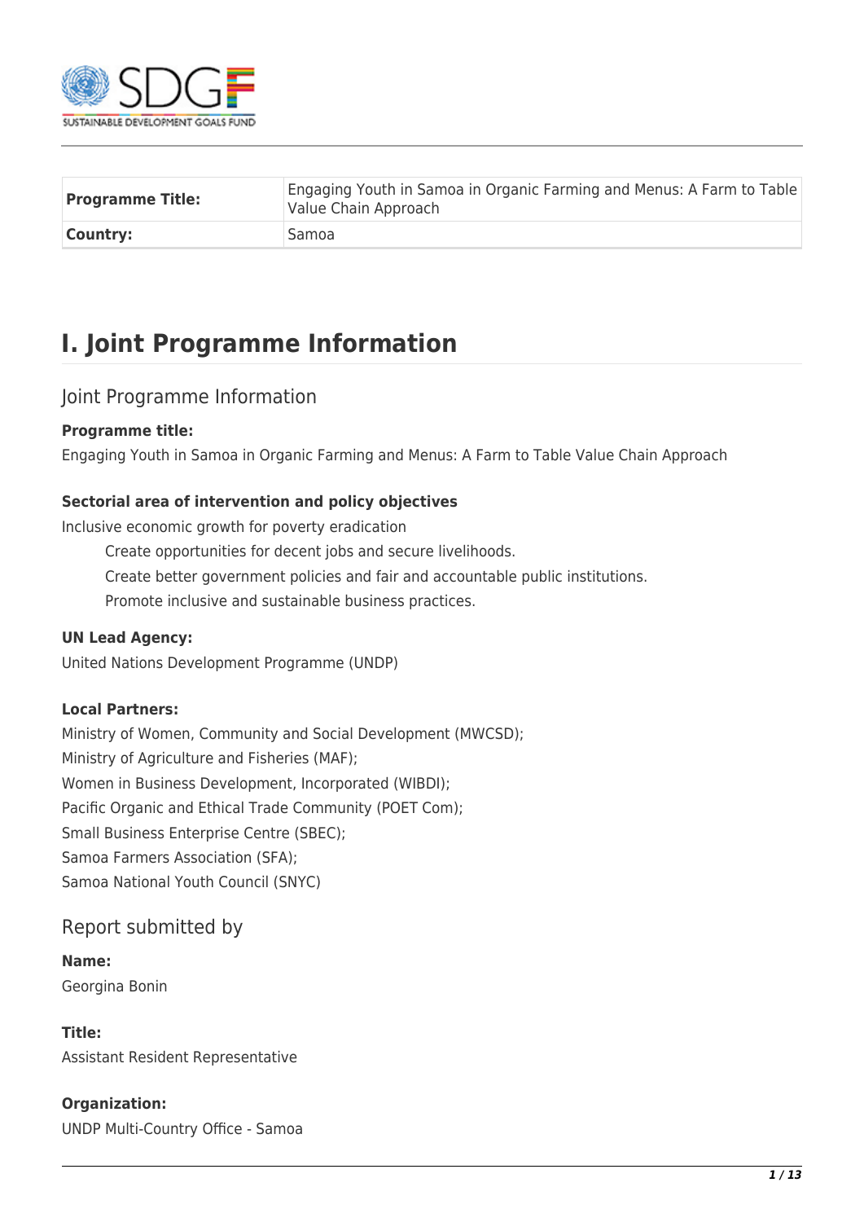| **Programme Title:** | Engaging Youth in Samoa in Organic Farming and Menus: A Farm to Table Value Chain Approach |
| --- | --- |
| **Country:** | Samoa |

# I. Joint Programme Information

## Joint Programme Information

**Programme title:**

Engaging Youth in Samoa in Organic Farming and Menus: A Farm to Table Value Chain Approach

**Sectorial area of intervention and policy objectives**

Inclusive economic growth for poverty eradication

- Create opportunities for decent jobs and secure livelihoods.
- Create better government policies and fair and accountable public institutions.
- Promote inclusive and sustainable business practices.

**UN Lead Agency:**

United Nations Development Programme (UNDP)

**Local Partners:**

Ministry of Women, Community and Social Development (MWCSD);
Ministry of Agriculture and Fisheries (MAF);
Women in Business Development, Incorporated (WIBDI);
Pacific Organic and Ethical Trade Community (POET Com);
Small Business Enterprise Centre (SBEC);
Samoa Farmers Association (SFA);
Samoa National Youth Council (SNYC)

## Report submitted by

**Name:**

Georgina Bonin

**Title:**

Assistant Resident Representative

**Organization:**

UNDP Multi-Country Office - Samoa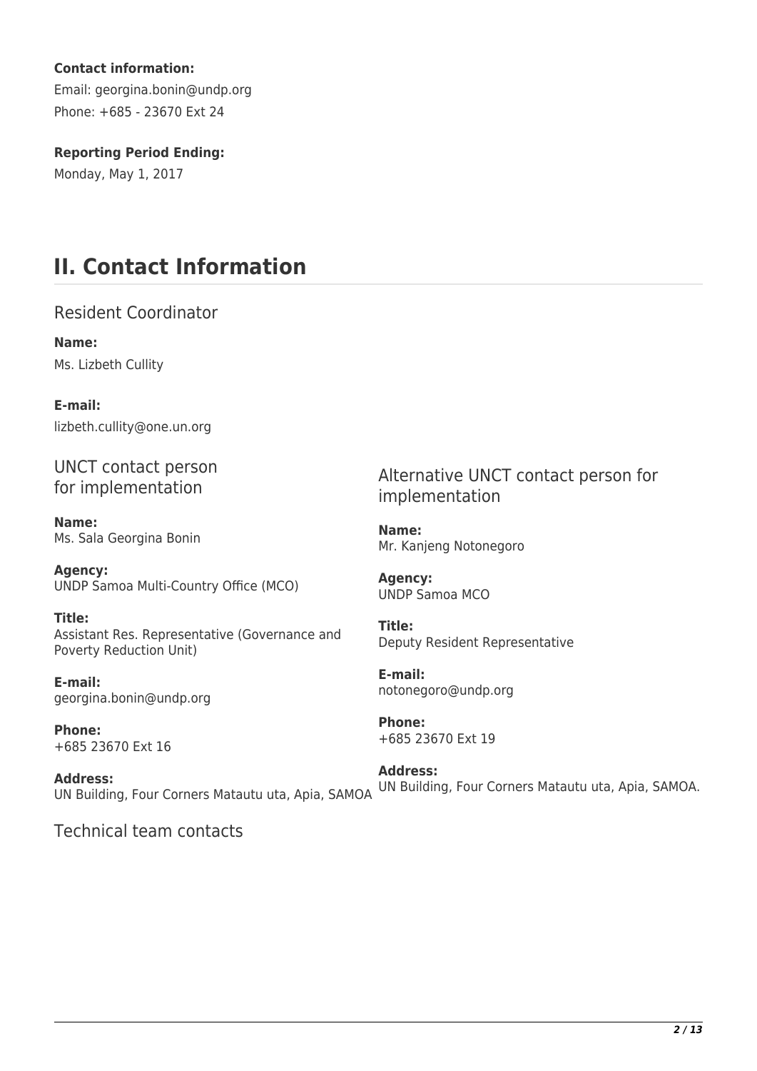**Contact information:**

Email: georgina.bonin@undp.org

Phone: +685 - 23670 Ext 24

**Reporting Period Ending:**

Monday, May 1, 2017

# II. Contact Information

## Resident Coordinator

**Name:**

Ms. Lizbeth Cullity

**E-mail:**

lizbeth.cullity@one.un.org

## UNCT contact person for implementation

**Name:**
Ms. Sala Georgina Bonin

**Agency:**
UNDP Samoa Multi-Country Office (MCO)

**Title:**
Assistant Res. Representative (Governance and Poverty Reduction Unit)

**E-mail:**
georgina.bonin@undp.org

**Phone:**
+685 23670 Ext 16

**Address:**
UN Building, Four Corners Matautu uta, Apia, SAMOA

## Alternative UNCT contact person for implementation

**Name:**
Mr. Kanjeng Notonegoro

**Agency:**
UNDP Samoa MCO

**Title:**
Deputy Resident Representative

**E-mail:**
notonegoro@undp.org

**Phone:**
+685 23670 Ext 19

**Address:**
UN Building, Four Corners Matautu uta, Apia, SAMOA.

## Technical team contacts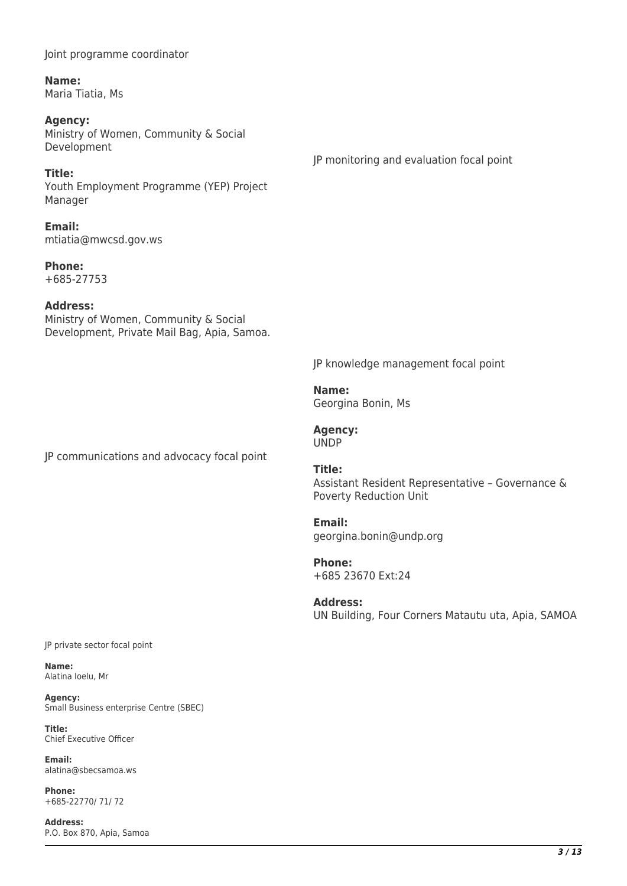Joint programme coordinator

**Name:**
Maria Tiatia, Ms

**Agency:**
Ministry of Women, Community & Social Development

**Title:**
Youth Employment Programme (YEP) Project Manager

**Email:**
mtiatia@mwcsd.gov.ws

**Phone:**
+685-27753

**Address:**
Ministry of Women, Community & Social Development, Private Mail Bag, Apia, Samoa.

JP monitoring and evaluation focal point

JP knowledge management focal point

**Name:**
Georgina Bonin, Ms

**Agency:**
UNDP

**Title:**
Assistant Resident Representative – Governance & Poverty Reduction Unit

**Email:**
georgina.bonin@undp.org

**Phone:**
+685 23670 Ext:24

**Address:**
UN Building, Four Corners Matautu uta, Apia, SAMOA

JP communications and advocacy focal point

JP private sector focal point

**Name:**
Alatina Ioelu, Mr

**Agency:**
Small Business enterprise Centre (SBEC)

**Title:**
Chief Executive Officer

**Email:**
alatina@sbecsamoa.ws

**Phone:**
+685-22770/ 71/ 72

**Address:**
P.O. Box 870, Apia, Samoa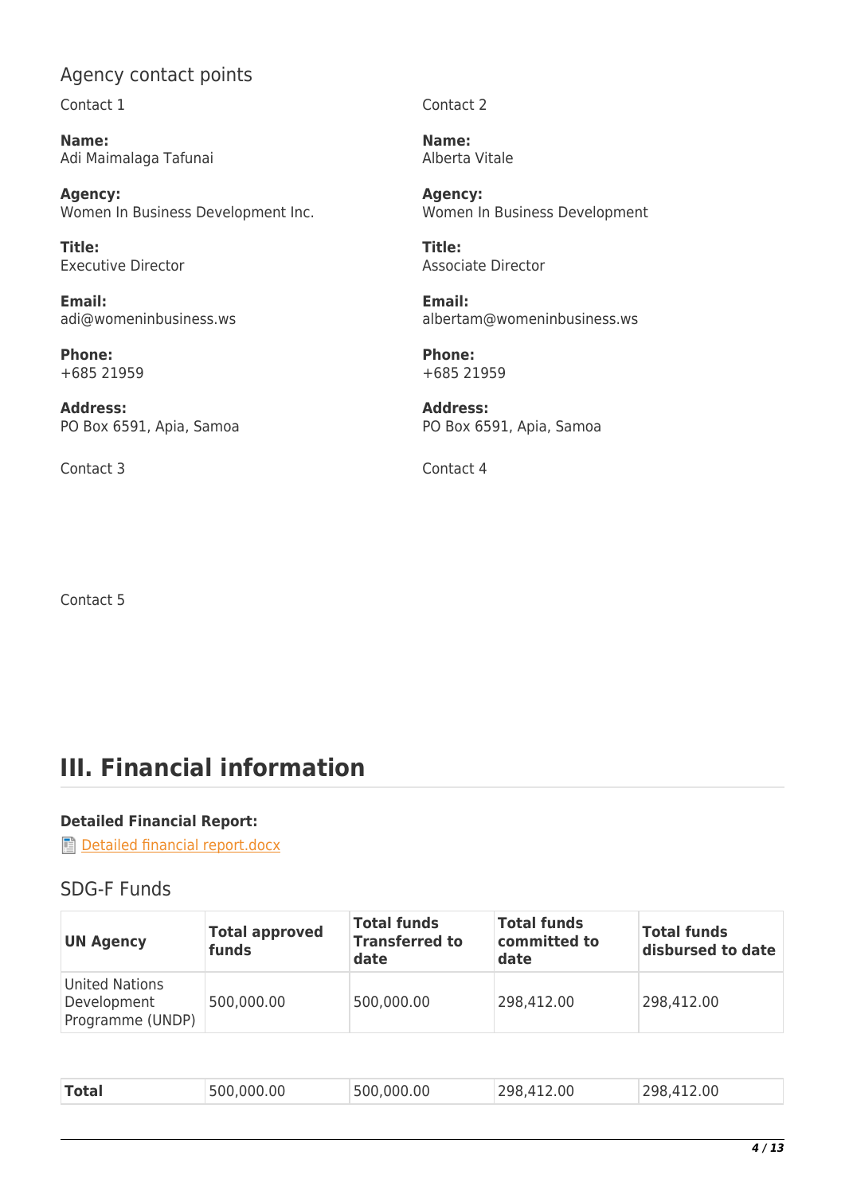## Agency contact points

Contact 1

**Name:**
Adi Maimalaga Tafunai

**Agency:**
Women In Business Development Inc.

**Title:**
Executive Director

**Email:**
adi@womeninbusiness.ws

**Phone:**
+685 21959

**Address:**
PO Box 6591, Apia, Samoa

Contact 2

**Name:**
Alberta Vitale

**Agency:**
Women In Business Development

**Title:**
Associate Director

**Email:**
albertam@womeninbusiness.ws

**Phone:**
+685 21959

**Address:**
PO Box 6591, Apia, Samoa

Contact 3

Contact 4

Contact 5

# III. Financial information

**Detailed Financial Report:**

Detailed financial report.docx

## SDG-F Funds

| UN Agency | Total approved funds | Total funds Transferred to date | Total funds committed to date | Total funds disbursed to date |
|---|---|---|---|---|
| United Nations Development Programme (UNDP) | 500,000.00 | 500,000.00 | 298,412.00 | 298,412.00 |
| **Total** | 500,000.00 | 500,000.00 | 298,412.00 | 298,412.00 |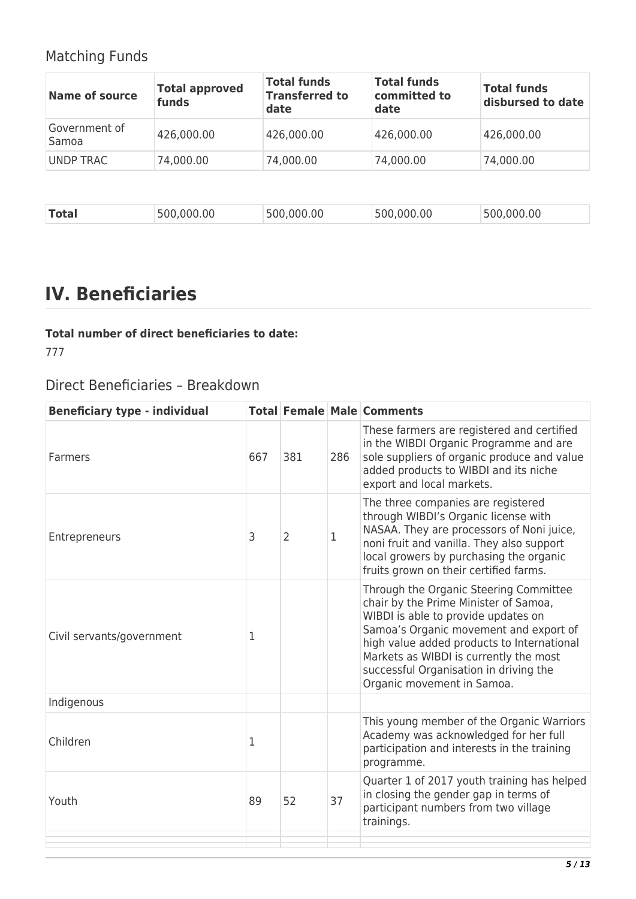## Matching Funds

| Name of source | Total approved funds | Total funds Transferred to date | Total funds committed to date | Total funds disbursed to date |
|---|---|---|---|---|
| Government of Samoa | 426,000.00 | 426,000.00 | 426,000.00 | 426,000.00 |
| UNDP TRAC | 74,000.00 | 74,000.00 | 74,000.00 | 74,000.00 |
| **Total** | 500,000.00 | 500,000.00 | 500,000.00 | 500,000.00 |

# IV. Beneficiaries

**Total number of direct beneficiaries to date:**

777

## Direct Beneficiaries – Breakdown

| Beneficiary type - individual | Total | Female | Male | Comments |
|---|---|---|---|---|
| Farmers | 667 | 381 | 286 | These farmers are registered and certified in the WIBDI Organic Programme and are sole suppliers of organic produce and value added products to WIBDI and its niche export and local markets. |
| Entrepreneurs | 3 | 2 | 1 | The three companies are registered through WIBDI's Organic license with NASAA. They are processors of Noni juice, noni fruit and vanilla. They also support local growers by purchasing the organic fruits grown on their certified farms. |
| Civil servants/government | 1 | | | Through the Organic Steering Committee chair by the Prime Minister of Samoa, WIBDI is able to provide updates on Samoa's Organic movement and export of high value added products to International Markets as WIBDI is currently the most successful Organisation in driving the Organic movement in Samoa. |
| Indigenous | | | | |
| Children | 1 | | | This young member of the Organic Warriors Academy was acknowledged for her full participation and interests in the training programme. |
| Youth | 89 | 52 | 37 | Quarter 1 of 2017 youth training has helped in closing the gender gap in terms of participant numbers from two village trainings. |
| | | | | |
| | | | | |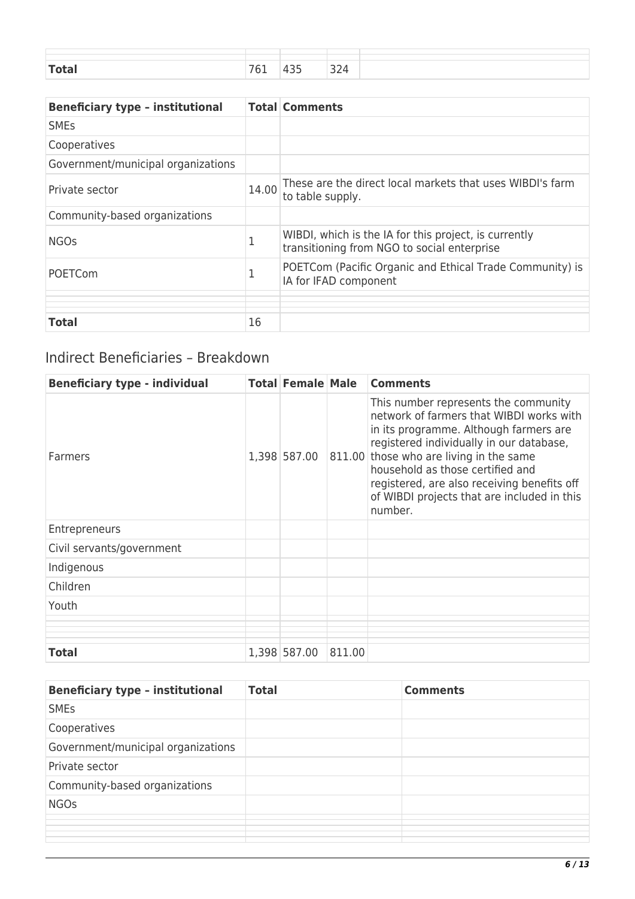| | | | | |
|---|---|---|---|---|
| | | | | |
| **Total** | 761 | 435 | 324 | |

| Beneficiary type – institutional | Total | Comments |
|---|---|---|
| SMEs | | |
| Cooperatives | | |
| Government/municipal organizations | | |
| Private sector | 14.00 | These are the direct local markets that uses WIBDI's farm to table supply. |
| Community-based organizations | | |
| NGOs | 1 | WIBDI, which is the IA for this project, is currently transitioning from NGO to social enterprise |
| POETCom | 1 | POETCom (Pacific Organic and Ethical Trade Community) is IA for IFAD component |
| | | |
| | | |
| **Total** | 16 | |

## Indirect Beneficiaries – Breakdown

| Beneficiary type - individual | Total | Female | Male | Comments |
|---|---|---|---|---|
| Farmers | 1,398 | 587.00 | 811.00 | This number represents the community network of farmers that WIBDI works with in its programme. Although farmers are registered individually in our database, those who are living in the same household as those certified and registered, are also receiving benefits off of WIBDI projects that are included in this number. |
| Entrepreneurs | | | | |
| Civil servants/government | | | | |
| Indigenous | | | | |
| Children | | | | |
| Youth | | | | |
| | | | | |
| | | | | |
| **Total** | 1,398 | 587.00 | 811.00 | |

| Beneficiary type – institutional | Total | Comments |
|---|---|---|
| SMEs | | |
| Cooperatives | | |
| Government/municipal organizations | | |
| Private sector | | |
| Community-based organizations | | |
| NGOs | | |
| | | |
| | | |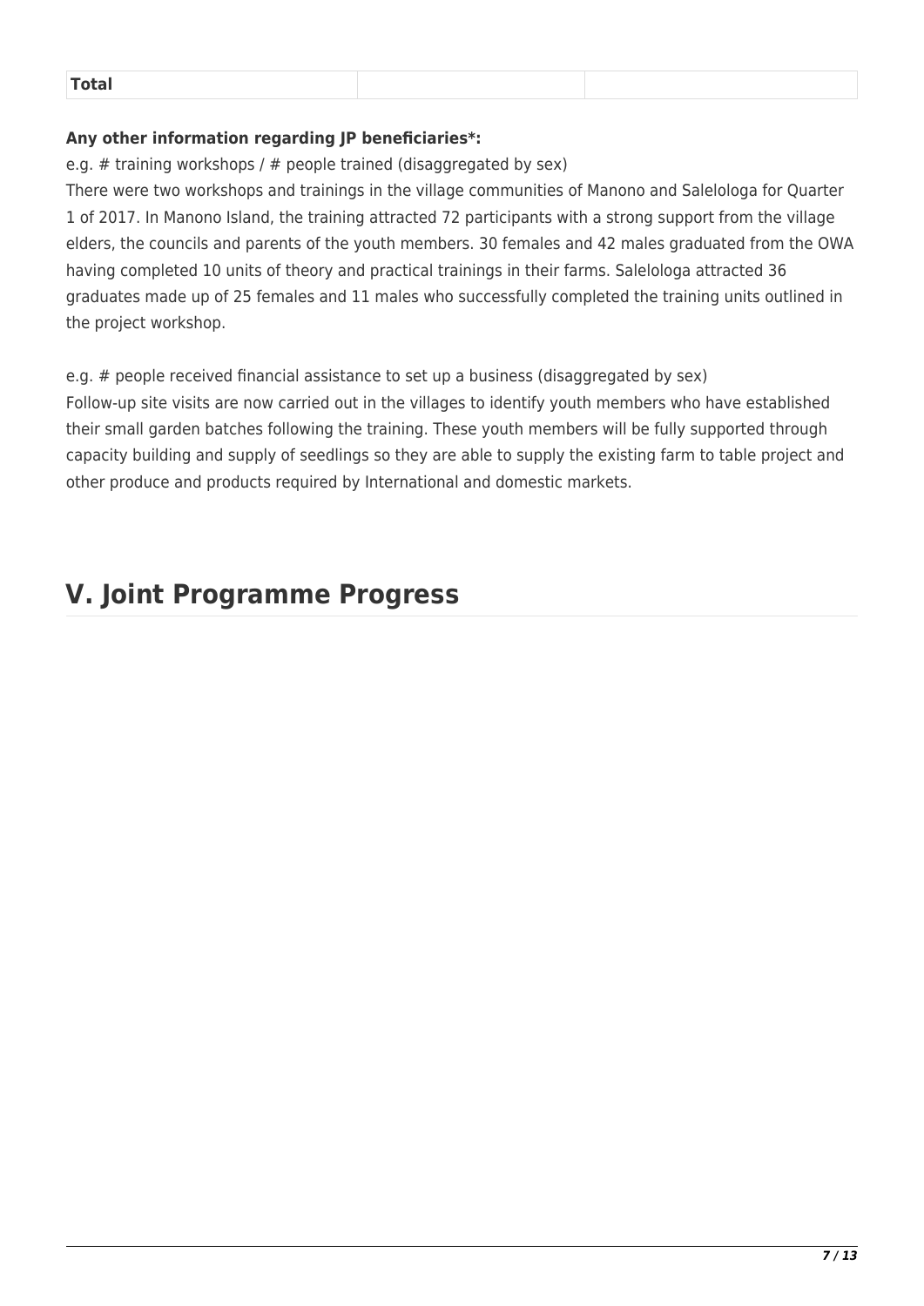| Total | | |
|---|---|---|

**Any other information regarding JP beneficiaries*:**

e.g. # training workshops / # people trained (disaggregated by sex)

There were two workshops and trainings in the village communities of Manono and Salelologa for Quarter 1 of 2017. In Manono Island, the training attracted 72 participants with a strong support from the village elders, the councils and parents of the youth members. 30 females and 42 males graduated from the OWA having completed 10 units of theory and practical trainings in their farms. Salelologa attracted 36 graduates made up of 25 females and 11 males who successfully completed the training units outlined in the project workshop.

e.g. # people received financial assistance to set up a business (disaggregated by sex)

Follow-up site visits are now carried out in the villages to identify youth members who have established their small garden batches following the training. These youth members will be fully supported through capacity building and supply of seedlings so they are able to supply the existing farm to table project and other produce and products required by International and domestic markets.

# V. Joint Programme Progress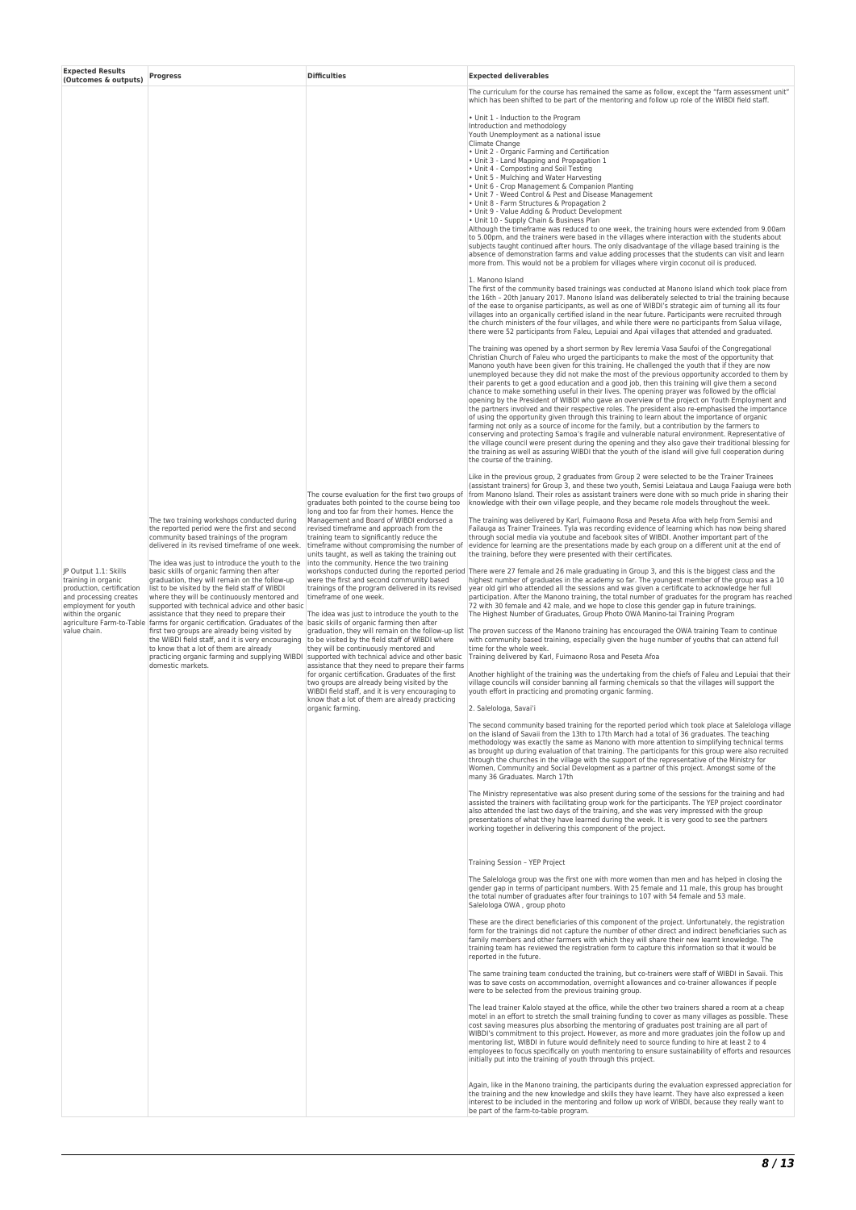| Expected Results (Outcomes & outputs) | Progress | Difficulties | Expected deliverables |
|---|---|---|---|
| JP Output 1.1: Skills training in organic production, certification and processing creates employment for youth within the organic agriculture Farm-to-Table value chain. | The two training workshops conducted during the reported period were the first and second community based trainings of the program delivered in its revised timeframe of one week.<br><br>The idea was just to introduce the youth to the basic skills of organic farming then after graduation, they will remain on the follow-up list to be visited by the field staff of WIBDI where they will be continuously mentored and supported with technical advice and other basic assistance that they need to prepare their farms for organic certification. Graduates of the first two groups are already being visited by the WIBDI field staff, and it is very encouraging to know that a lot of them are already practicing organic farming and supplying WIBDI domestic markets. | The course evaluation for the first two groups of graduates both pointed to the course being too long and too far from their homes. Hence the Management and Board of WIBDI endorsed a revised timeframe and approach from the training team to significantly reduce the timeframe without compromising the number of units taught, as well as taking the training out into the community. Hence the two training workshops conducted during the reported period were the first and second community based trainings of the program delivered in its revised timeframe of one week.<br><br>The idea was just to introduce the youth to the basic skills of organic farming then after graduation, they will remain on the follow-up list to be visited by the field staff of WIBDI where they will be continuously mentored and supported with technical advice and other basic assistance that they need to prepare their farms for organic certification. Graduates of the first two groups are already being visited by the WIBDI field staff, and it is very encouraging to know that a lot of them are already practicing organic farming. | The curriculum for the course has remained the same as follow, except the "farm assessment unit" which has been shifted to be part of the mentoring and follow up role of the WIBDI field staff.<br><br>• Unit 1 - Induction to the Program<br>Introduction and methodology<br>Youth Unemployment as a national issue<br>Climate Change<br>• Unit 2 - Organic Farming and Certification<br>• Unit 3 - Land Mapping and Propagation 1<br>• Unit 4 - Composting and Soil Testing<br>• Unit 5 - Mulching and Water Harvesting<br>• Unit 6 - Crop Management & Companion Planting<br>• Unit 7 - Weed Control & Pest and Disease Management<br>• Unit 8 - Farm Structures & Propagation 2<br>• Unit 9 - Value Adding & Product Development<br>• Unit 10 - Supply Chain & Business Plan<br>Although the timeframe was reduced to one week, the training hours were extended from 9.00am to 5.00pm, and the trainers were based in the villages where interaction with the students about subjects taught continued after hours. The only disadvantage of the village based training is the absence of demonstration farms and value adding processes that the students can visit and learn more from. This would not be a problem for villages where virgin coconut oil is produced.<br><br>1. Manono Island<br>The first of the community based trainings was conducted at Manono Island which took place from the 16th – 20th January 2017. Manono Island was deliberately selected to trial the training because of the ease to organise participants, as well as one of WIBDI's strategic aim of turning all its four villages into an organically certified island in the near future. Participants were recruited through the church ministers of the four villages, and while there were no participants from Salua village, there were 52 participants from Faleu, Lepuiai and Apai villages that attended and graduated.<br><br>The training was opened by a short sermon by Rev Ieremia Vasa Saufoi of the Congregational Christian Church of Faleu who urged the participants to make the most of the opportunity that Manono youth have been given for this training. He challenged the youth that if they are now unemployed because they did not make the most of the previous opportunity accorded to them by their parents to get a good education and a good job, then this training will give them a second chance to make something useful in their lives. The opening prayer was followed by the official opening by the President of WIBDI who gave an overview of the project on Youth Employment and the partners involved and their respective roles. The president also re-emphasised the importance of using the opportunity given through this training to learn about the importance of organic farming not only as a source of income for the family, but a contribution by the farmers to conserving and protecting Samoa's fragile and vulnerable natural environment. Representative of the village council were present during the opening and they also gave their traditional blessing for the training as well as assuring WIBDI that the youth of the island will give full cooperation during the course of the training.<br><br>Like in the previous group, 2 graduates from Group 2 were selected to be the Trainer Trainees (assistant trainers) for Group 3, and these two youth, Semisi Leiataua and Lauga Faaiuga were both from Manono Island. Their roles as assistant trainers were done with so much pride in sharing their knowledge with their own village people, and they became role models throughout the week.<br><br>The training was delivered by Karl, Fuimaono Rosa and Peseta Afoa with help from Semisi and Faiauga as Trainer Trainees. Tyla was recording evidence of learning which has now being shared through social media via youtube and facebook sites of WIBDI. Another important part of the evidence for learning are the presentations made by each group on a different unit at the end of the training, before they were presented with their certificates.<br><br>There were 27 female and 26 male graduating in Group 3, and this is the biggest class and the highest number of graduates in the academy so far. The youngest member of the group was a 10 year old girl who attended all the sessions and was given a certificate to acknowledge her full participation. After the Manono training, the total number of graduates for the program has reached 72 with 30 female and 42 male, and we hope to close this gender gap in future trainings.<br>The Highest Number of Graduates, Group Photo OWA Manino-tai Training Program<br><br>The proven success of the Manono training has encouraged the OWA training Team to continue with community based training, especially given the huge number of youths that can attend full time for the whole week.<br>Training delivered by Karl, Fuimaono Rosa and Peseta Afoa<br><br>Another highlight of the training was the undertaking from the chiefs of Faleu and Lepuiai that their village councils will consider banning all farming chemicals so that the villages will support the youth effort in practicing and promoting organic farming.<br><br>2. Salelologa, Savai'i<br><br>The second community based training for the reported period which took place at Salelologa village on the island of Savaii from the 13th to 17th March had a total of 36 graduates. The teaching methodology was exactly the same as Manono with more attention to simplifying technical terms as brought up during evaluation of that training. The participants for this group were also recruited through the churches in the village with the support of the representative of the Ministry for Women, Community and Social Development as a partner of this project. Amongst some of the many 36 Graduates. March 17th<br><br>The Ministry representative was also present during some of the sessions for the training and had assisted the trainers with facilitating group work for the participants. The YEP project coordinator also attended the last two days of the training, and she was very impressed with the group presentations of what they have learned during the week. It is very good to see the partners working together in delivering this component of the project.<br><br>Training Session – YEP Project<br><br>The Salelologa group was the first one with more women than men and has helped in closing the gender gap in terms of participant numbers. With 25 female and 11 male, this group has brought the total number of graduates after four trainings to 107 with 54 female and 53 male.<br>Salelologa OWA , group photo<br><br>These are the direct beneficiaries of this component of the project. Unfortunately, the registration form for the trainings did not capture the number of other direct and indirect beneficiaries such as family members and other farmers with which they will share their new learnt knowledge. The training team has reviewed the registration form to capture this information so that it would be reported in the future.<br><br>The same training team conducted the training, but co-trainers were staff of WIBDI in Savaii. This was to save costs on accommodation, overnight allowances and co-trainer allowances if people were to be selected from the previous training group.<br><br>The lead trainer Kalolo stayed at the office, while the other two trainers shared a room at a cheap motel in an effort to stretch the small training funding to cover as many villages as possible. These cost saving measures plus absorbing the mentoring of graduates post training are all part of WIBDI's commitment to this project. However, as more and more graduates join the follow up and mentoring list, WIBDI in future would definitely need to source funding to hire at least 2 to 4 employees to focus specifically on youth mentoring to ensure sustainability of efforts and resources initially put into the training of youth through this project.<br><br>Again, like in the Manono training, the participants during the evaluation expressed appreciation for the training and the new knowledge and skills they have learnt. They have also expressed a keen interest to be included in the mentoring and follow up work of WIBDI, because they really want to be part of the farm-to-table program. |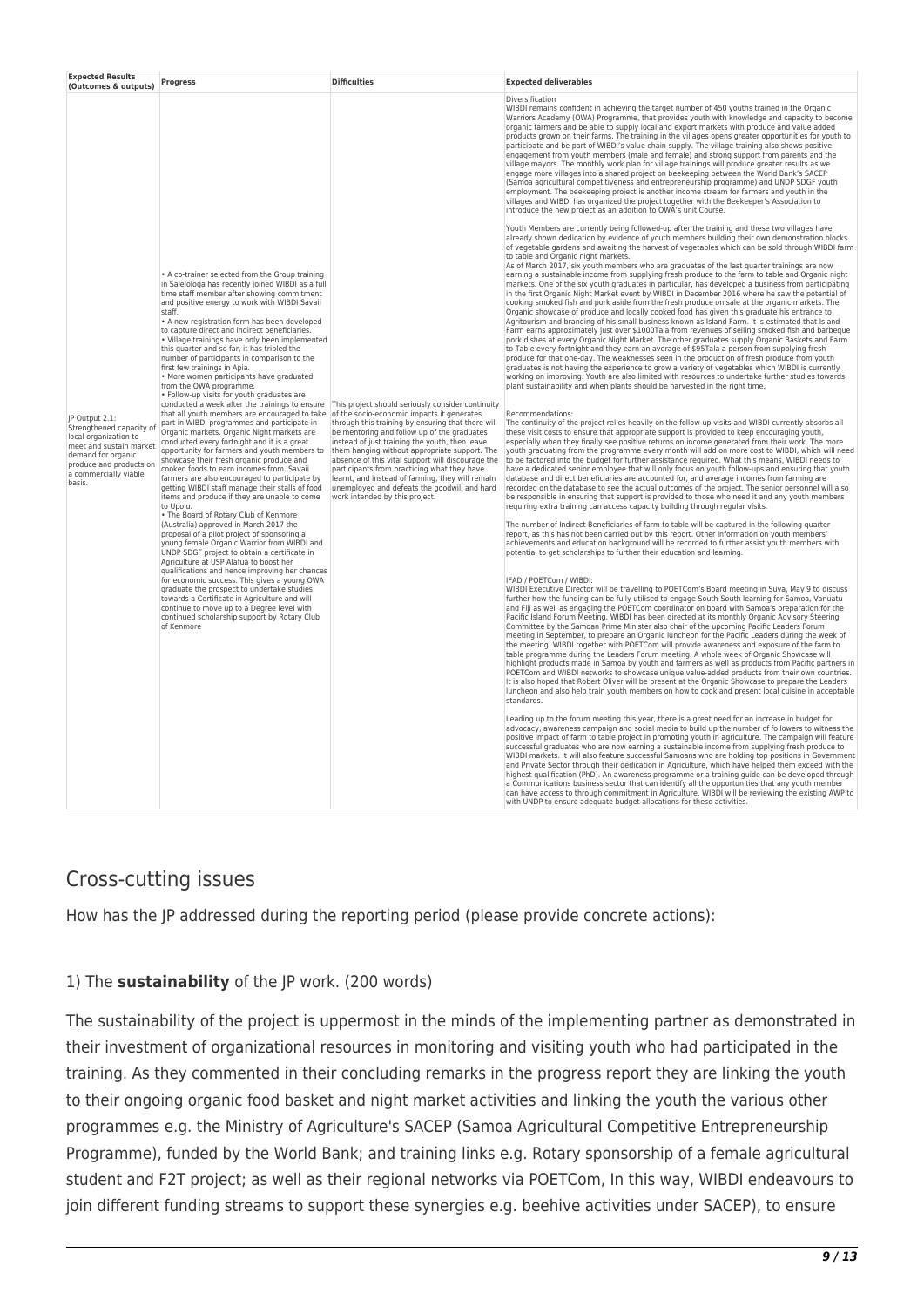| Expected Results (Outcomes & outputs) | Progress | Difficulties | Expected deliverables |
|---|---|---|---|
| JP Output 2.1: Strengthened capacity of local organization to meet and sustain market demand for organic produce and products on a commercially viable basis. | • A co-trainer selected from the Group training in Salelologa has recently joined WIBDI as a full time staff member after showing commitment and positive energy to work with WIBDI Savaii staff.<br>• A new registration form has been developed to capture direct and indirect beneficiaries.<br>• Village trainings have only been implemented this quarter and so far, it has tripled the number of participants in comparison to the first few trainings in Apia.<br>• More women participants have graduated from the OWA programme.<br>• Follow-up visits for youth graduates are conducted a week after the trainings to ensure that all youth members are encouraged to take part in WIBDI programmes and participate in Organic markets. Organic Night markets are conducted every fortnight and it is a great opportunity for farmers and youth members to showcase their fresh organic produce and cooked foods to earn incomes from. Savaii farmers are also encouraged to participate by getting WIBDI staff manage their stalls of food items and produce if they are unable to come to Upolu.<br>• The Board of Rotary Club of Kenmore (Australia) approved in March 2017 the proposal of a pilot project of sponsoring a young female Organic Warrior from WIBDI and UNDP SDGF project to obtain a certificate in Agriculture at USP Alafua to boost her qualifications and hence improving her chances for economic success. This gives a young OWA graduate the prospect to undertake studies towards a Certificate in Agriculture and will continue to move up to a Degree level with continued scholarship support by Rotary Club of Kenmore | This project should seriously consider continuity of the socio-economic impacts it generates through this training by ensuring that there will be mentoring and follow up of the graduates instead of just training the youth, then leave them hanging without appropriate support. The absence of this vital support will discourage the participants from practicing what they have learnt, and instead of farming, they will remain unemployed and defeats the goodwill and hard work intended by this project. | Diversification<br>WIBDI remains confident in achieving the target number of 450 youths trained in the Organic Warriors Academy (OWA) Programme, that provides youth with knowledge and capacity to become organic farmers and be able to supply local and export markets with produce and value added products grown on their farms. The training in the villages opens greater opportunities for youth to participate and be part of WIBDI's value chain supply. The village training also shows positive engagement from youth members (male and female) and strong support from parents and the village mayors. The monthly work plan for village trainings will produce greater results as we engage more villages into a shared project on beekeeping between the World Bank's SACEP (Samoa agricultural competitiveness and entrepreneurship programme) and UNDP SDGF youth employment. The beekeeping project is another income stream for farmers and youth in the villages and WIBDI has organized the project together with the Beekeeper's Association to introduce the new project as an addition to OWA's unit Course.<br><br>Youth Members are currently being followed-up after the training and these two villages have already shown dedication by evidence of youth members building their own demonstration blocks of vegetable gardens and awaiting the harvest of vegetables which can be sold through WIBDI farm to table and Organic night markets.<br>As of March 2017, six youth members who are graduates of the last quarter trainings are now earning a sustainable income from supplying fresh produce to the farm to table and Organic night markets. One of the six youth graduates in particular, has developed a business from participating in the first Organic Night Market event by WIBDI in December 2016 where he saw the potential of cooking smoked fish and pork aside from the fresh produce on sale at the organic markets. The Organic showcase of produce and locally cooked food has given this graduate his entrance to Agritourism and branding of his small business known as Island Farm. It is estimated that Island Farm earns approximately just over $1000Tala from revenues of selling smoked fish and barbeque pork dishes at every Organic Night Market. The other graduates supply Organic Baskets and Farm to Table every fortnight and they earn an average of $95Tala a person from supplying fresh produce for that one-day. The weaknesses seen in the production of fresh produce from youth graduates is not having the experience to grow a variety of vegetables which WIBDI is currently working on improving. Youth are also limited with resources to undertake further studies towards plant sustainability and when plants should be harvested in the right time.<br><br>Recommendations:<br>The continuity of the project relies heavily on the follow-up visits and WIBDI currently absorbs all these visit costs to ensure that appropriate support is provided to keep encouraging youth, especially when they finally see positive returns on income generated from their work. The more youth graduating from the programme every month will add on more cost to WIBDI, which will need to be factored into the budget for further assistance required. What this means, WIBDI needs to have a dedicated senior employee that will only focus on youth follow-ups and ensuring that youth database and direct beneficiaries are accounted for, and average incomes from farming are recorded on the database to see the actual outcomes of the project. The senior personnel will also be responsible in ensuring that support is provided to those who need it and any youth members requiring extra training can access capacity building through regular visits.<br><br>The number of Indirect Beneficiaries of farm to table will be captured in the following quarter report, as this has not been carried out by this report. Other information on youth members' achievements and education background will be recorded to further assist youth members with potential to get scholarships to further their education and learning.<br><br>IFAD / POETCom / WIBDI:<br>WIBDI Executive Director will be travelling to POETCom's Board meeting in Suva, May 9 to discuss further how the funding can be fully utilised to engage South-South learning for Samoa, Vanuatu and Fiji as well as engaging the POETCom coordinator on board with Samoa's preparation for the Pacific Island Forum Meeting. WIBDI has been directed at its monthly Organic Advisory Steering Committee by the Samoan Prime Minister also chair of the upcoming Pacific Leaders Forum meeting in September, to prepare an Organic luncheon for the Pacific Leaders during the week of the meeting. WIBDI together with POETCom will provide awareness and exposure of the farm to table programme during the Leaders Forum meeting. A whole week of Organic Showcase will highlight products made in Samoa by youth and farmers as well as products from Pacific partners in POETCom and WIBDI networks to showcase unique value-added products from their own countries. It is also hoped that Robert Oliver will be present at the Organic Showcase to prepare the Leaders luncheon and also help train youth members on how to cook and present local cuisine in acceptable standards.<br><br>Leading up to the forum meeting this year, there is a great need for an increase in budget for advocacy, awareness campaign and social media to build up the number of followers to witness the positive impact of farm to table project in promoting youth in agriculture. The campaign will feature successful graduates who are now earning a sustainable income from supplying fresh produce to WIBDI markets. It will also feature successful Samoans who are holding top positions in Government and Private Sector through their dedication in Agriculture, which have helped them exceed with the highest qualification (PhD). An awareness programme or a training guide can be developed through a Communications business sector that can identify all the opportunities that any youth member can have access to through commitment in Agriculture. WIBDI will be reviewing the existing AWP to with UNDP to ensure adequate budget allocations for these activities. |

## Cross-cutting issues

How has the JP addressed during the reporting period (please provide concrete actions):

### 1) The **sustainability** of the JP work. (200 words)

The sustainability of the project is uppermost in the minds of the implementing partner as demonstrated in their investment of organizational resources in monitoring and visiting youth who had participated in the training. As they commented in their concluding remarks in the progress report they are linking the youth to their ongoing organic food basket and night market activities and linking the youth the various other programmes e.g. the Ministry of Agriculture's SACEP (Samoa Agricultural Competitive Entrepreneurship Programme), funded by the World Bank; and training links e.g. Rotary sponsorship of a female agricultural student and F2T project; as well as their regional networks via POETCom, In this way, WIBDI endeavours to join different funding streams to support these synergies e.g. beehive activities under SACEP), to ensure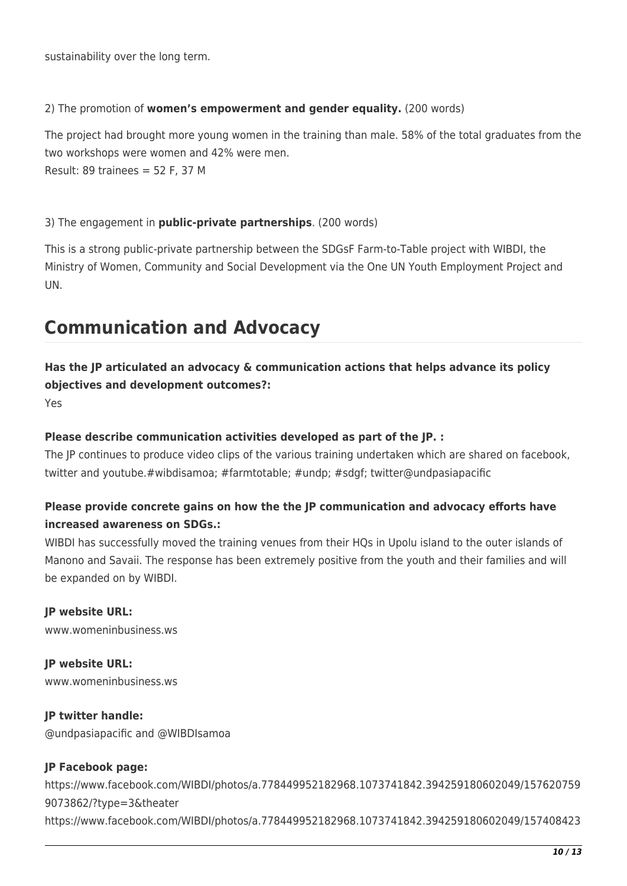sustainability over the long term.

2) The promotion of **women's empowerment and gender equality.** (200 words)

The project had brought more young women in the training than male. 58% of the total graduates from the two workshops were women and 42% were men.
Result: 89 trainees = 52 F, 37 M

3) The engagement in **public-private partnerships**. (200 words)

This is a strong public-private partnership between the SDGsF Farm-to-Table project with WIBDI, the Ministry of Women, Community and Social Development via the One UN Youth Employment Project and UN.

# Communication and Advocacy

**Has the JP articulated an advocacy & communication actions that helps advance its policy objectives and development outcomes?:**
Yes

**Please describe communication activities developed as part of the JP. :**
The JP continues to produce video clips of the various training undertaken which are shared on facebook, twitter and youtube.#wibdisamoa; #farmtotable; #undp; #sdgf; twitter@undpasiapacific

**Please provide concrete gains on how the the JP communication and advocacy efforts have increased awareness on SDGs.:**
WIBDI has successfully moved the training venues from their HQs in Upolu island to the outer islands of Manono and Savaii. The response has been extremely positive from the youth and their families and will be expanded on by WIBDI.

**JP website URL:**
www.womeninbusiness.ws

**JP website URL:**
www.womeninbusiness.ws

**JP twitter handle:**
@undpasiapacific and @WIBDIsamoa

**JP Facebook page:**
https://www.facebook.com/WIBDI/photos/a.778449952182968.1073741842.394259180602049/1576207599073862/?type=3&theater
https://www.facebook.com/WIBDI/photos/a.778449952182968.1073741842.394259180602049/157408423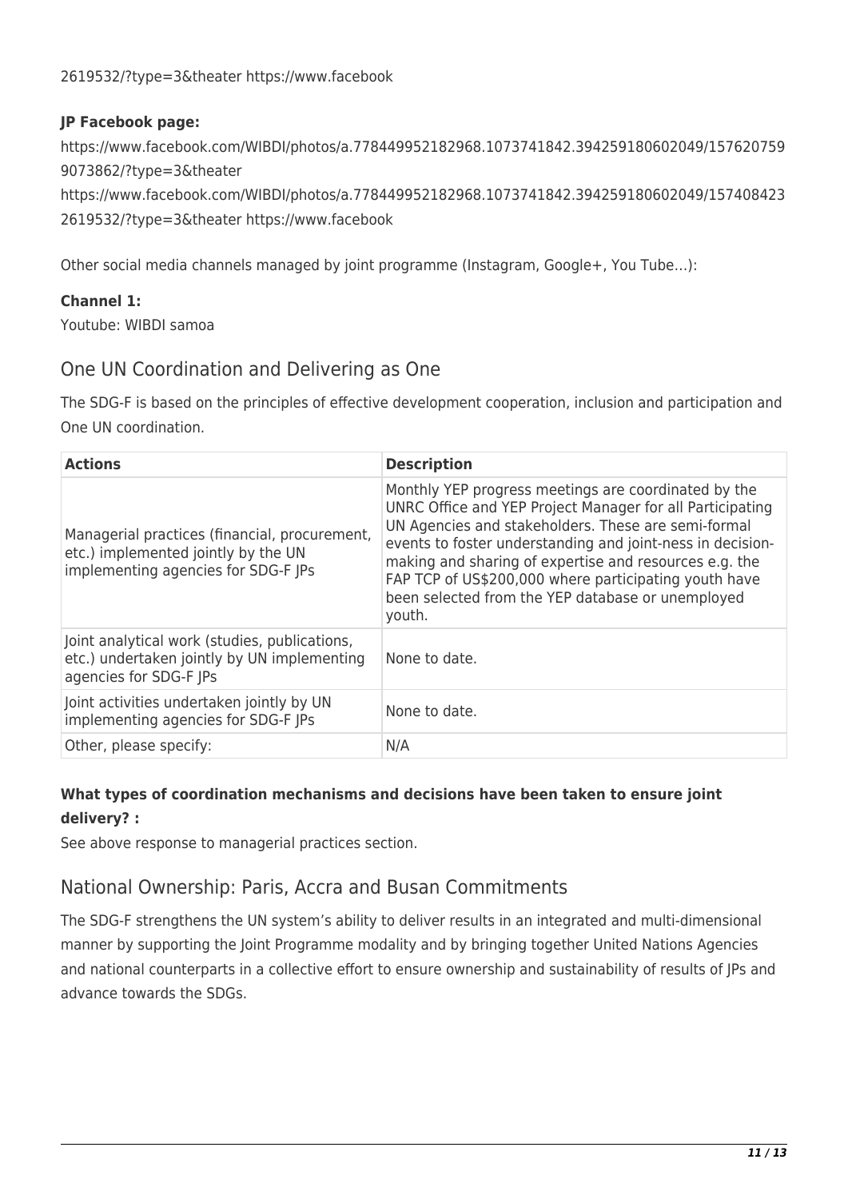2619532/?type=3&theater https://www.facebook

**JP Facebook page:**

https://www.facebook.com/WIBDI/photos/a.778449952182968.1073741842.394259180602049/1576207599073862/?type=3&theater
https://www.facebook.com/WIBDI/photos/a.778449952182968.1073741842.394259180602049/1574084232619532/?type=3&theater https://www.facebook

Other social media channels managed by joint programme (Instagram, Google+, You Tube…):

**Channel 1:**
Youtube: WIBDI samoa

## One UN Coordination and Delivering as One

The SDG-F is based on the principles of effective development cooperation, inclusion and participation and One UN coordination.

| Actions | Description |
|---|---|
| Managerial practices (financial, procurement, etc.) implemented jointly by the UN implementing agencies for SDG-F JPs | Monthly YEP progress meetings are coordinated by the UNRC Office and YEP Project Manager for all Participating UN Agencies and stakeholders. These are semi-formal events to foster understanding and joint-ness in decision-making and sharing of expertise and resources e.g. the FAP TCP of US$200,000 where participating youth have been selected from the YEP database or unemployed youth. |
| Joint analytical work (studies, publications, etc.) undertaken jointly by UN implementing agencies for SDG-F JPs | None to date. |
| Joint activities undertaken jointly by UN implementing agencies for SDG-F JPs | None to date. |
| Other, please specify: | N/A |

**What types of coordination mechanisms and decisions have been taken to ensure joint delivery? :**
See above response to managerial practices section.

## National Ownership: Paris, Accra and Busan Commitments

The SDG-F strengthens the UN system's ability to deliver results in an integrated and multi-dimensional manner by supporting the Joint Programme modality and by bringing together United Nations Agencies and national counterparts in a collective effort to ensure ownership and sustainability of results of JPs and advance towards the SDGs.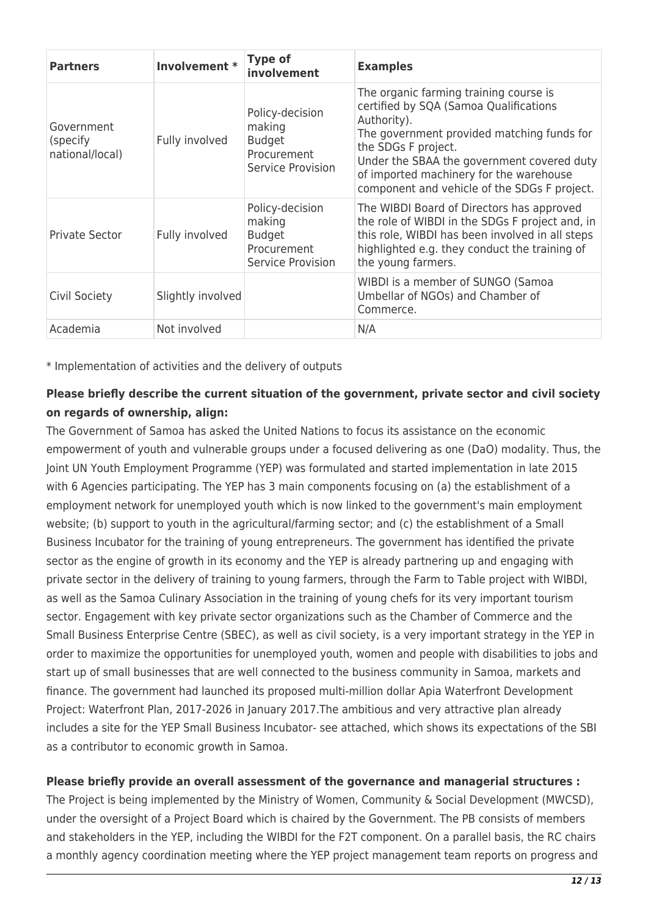| Partners | Involvement * | Type of involvement | Examples |
|---|---|---|---|
| Government (specify national/local) | Fully involved | Policy-decision making<br>Budget<br>Procurement<br>Service Provision | The organic farming training course is certified by SQA (Samoa Qualifications Authority).<br>The government provided matching funds for the SDGs F project.<br>Under the SBAA the government covered duty of imported machinery for the warehouse component and vehicle of the SDGs F project. |
| Private Sector | Fully involved | Policy-decision making<br>Budget<br>Procurement<br>Service Provision | The WIBDI Board of Directors has approved the role of WIBDI in the SDGs F project and, in this role, WIBDI has been involved in all steps highlighted e.g. they conduct the training of the young farmers. |
| Civil Society | Slightly involved | | WIBDI is a member of SUNGO (Samoa Umbellar of NGOs) and Chamber of Commerce. |
| Academia | Not involved | | N/A |

* Implementation of activities and the delivery of outputs

**Please briefly describe the current situation of the government, private sector and civil society on regards of ownership, align:**

The Government of Samoa has asked the United Nations to focus its assistance on the economic empowerment of youth and vulnerable groups under a focused delivering as one (DaO) modality. Thus, the Joint UN Youth Employment Programme (YEP) was formulated and started implementation in late 2015 with 6 Agencies participating. The YEP has 3 main components focusing on (a) the establishment of a employment network for unemployed youth which is now linked to the government's main employment website; (b) support to youth in the agricultural/farming sector; and (c) the establishment of a Small Business Incubator for the training of young entrepreneurs. The government has identified the private sector as the engine of growth in its economy and the YEP is already partnering up and engaging with private sector in the delivery of training to young farmers, through the Farm to Table project with WIBDI, as well as the Samoa Culinary Association in the training of young chefs for its very important tourism sector. Engagement with key private sector organizations such as the Chamber of Commerce and the Small Business Enterprise Centre (SBEC), as well as civil society, is a very important strategy in the YEP in order to maximize the opportunities for unemployed youth, women and people with disabilities to jobs and start up of small businesses that are well connected to the business community in Samoa, markets and finance. The government had launched its proposed multi-million dollar Apia Waterfront Development Project: Waterfront Plan, 2017-2026 in January 2017.The ambitious and very attractive plan already includes a site for the YEP Small Business Incubator- see attached, which shows its expectations of the SBI as a contributor to economic growth in Samoa.

**Please briefly provide an overall assessment of the governance and managerial structures :**

The Project is being implemented by the Ministry of Women, Community & Social Development (MWCSD), under the oversight of a Project Board which is chaired by the Government. The PB consists of members and stakeholders in the YEP, including the WIBDI for the F2T component. On a parallel basis, the RC chairs a monthly agency coordination meeting where the YEP project management team reports on progress and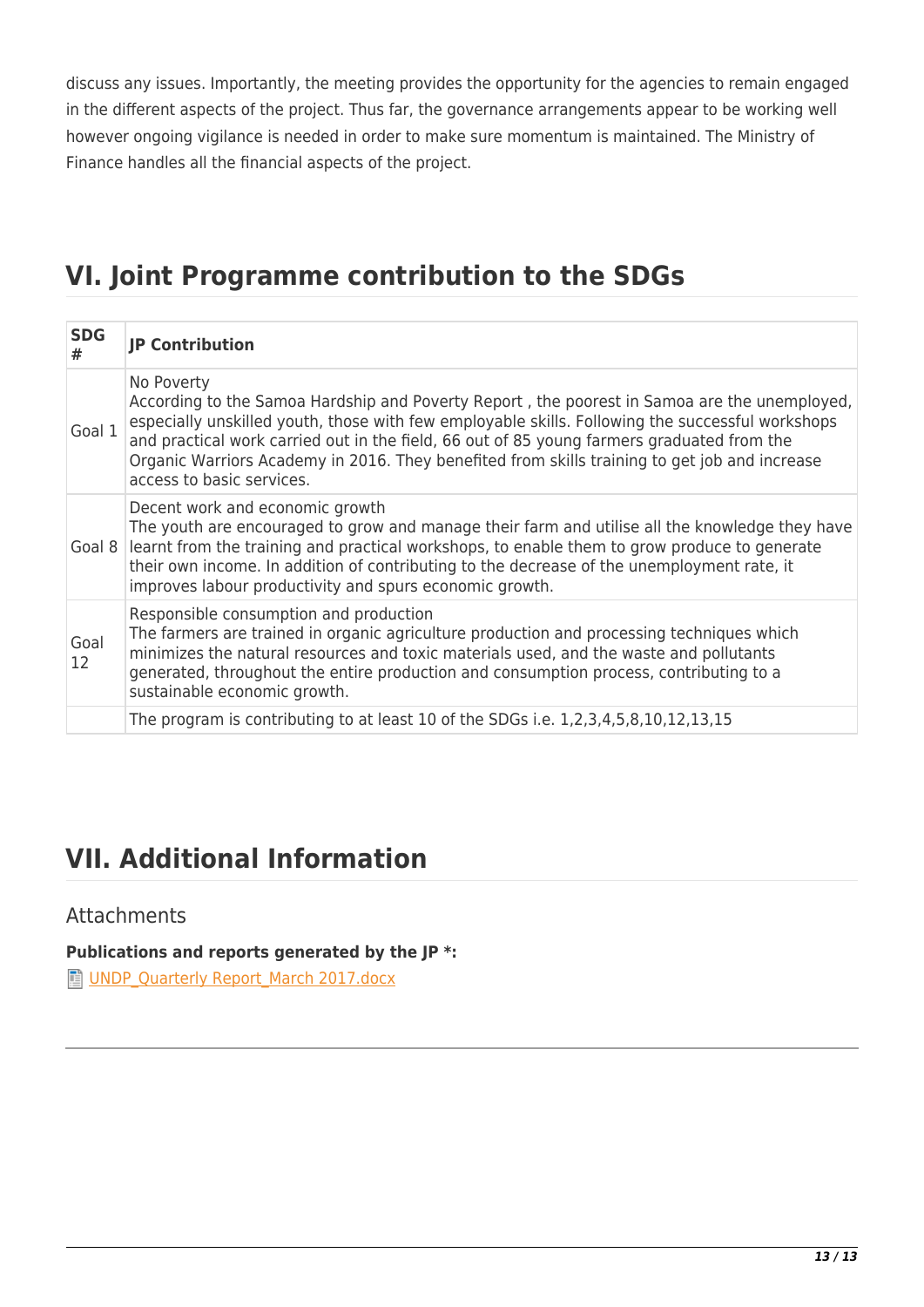discuss any issues. Importantly, the meeting provides the opportunity for the agencies to remain engaged in the different aspects of the project. Thus far, the governance arrangements appear to be working well however ongoing vigilance is needed in order to make sure momentum is maintained. The Ministry of Finance handles all the financial aspects of the project.

## VI. Joint Programme contribution to the SDGs

| SDG # | JP Contribution |
|---|---|
| Goal 1 | No Poverty<br>According to the Samoa Hardship and Poverty Report , the poorest in Samoa are the unemployed, especially unskilled youth, those with few employable skills. Following the successful workshops and practical work carried out in the field, 66 out of 85 young farmers graduated from the Organic Warriors Academy in 2016. They benefited from skills training to get job and increase access to basic services. |
| Goal 8 | Decent work and economic growth<br>The youth are encouraged to grow and manage their farm and utilise all the knowledge they have learnt from the training and practical workshops, to enable them to grow produce to generate their own income. In addition of contributing to the decrease of the unemployment rate, it improves labour productivity and spurs economic growth. |
| Goal 12 | Responsible consumption and production<br>The farmers are trained in organic agriculture production and processing techniques which minimizes the natural resources and toxic materials used, and the waste and pollutants generated, throughout the entire production and consumption process, contributing to a sustainable economic growth. |
| | The program is contributing to at least 10 of the SDGs i.e. 1,2,3,4,5,8,10,12,13,15 |

## VII. Additional Information

### Attachments

**Publications and reports generated by the JP *:**

UNDP_Quarterly Report_March 2017.docx